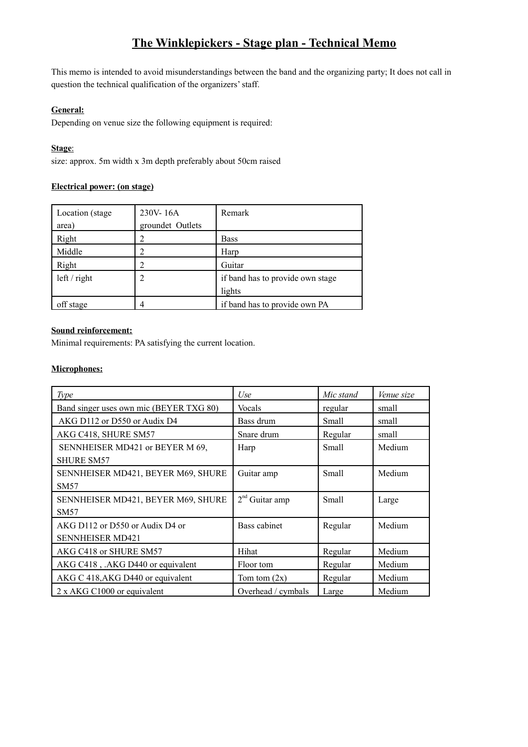# The Winklepickers - Stage plan - Technical Memo

This memo is intended to avoid misunderstandings between the band and the organizing party; It does not call in question the technical qualification of the organizers' staff.

**General:**

Depending on venue size the following equipment is required:

**Stage**:

size: approx. 5m width x 3m depth preferably about 50cm raised

**Electrical power: (on stage)**

| Location (stage area) | 230V- 16A groundet Outlets | Remark |
|---|---|---|
| Right | 2 | Bass |
| Middle | 2 | Harp |
| Right | 2 | Guitar |
| left / right | 2 | if band has to provide own stage lights |
| off stage | 4 | if band has to provide own PA |

**Sound reinforcement:**

Minimal requirements: PA satisfying the current location.

**Microphones:**

| *Type* | *Use* | *Mic stand* | *Venue size* |
|---|---|---|---|
| Band singer uses own mic (BEYER TXG 80) | Vocals | regular | small |
| AKG D112 or D550 or Audix D4 | Bass drum | Small | small |
| AKG C418, SHURE SM57 | Snare drum | Regular | small |
| SENNHEISER MD421 or BEYER M 69, SHURE SM57 | Harp | Small | Medium |
| SENNHEISER MD421, BEYER M69, SHURE SM57 | Guitar amp | Small | Medium |
| SENNHEISER MD421, BEYER M69, SHURE SM57 | 2nd Guitar amp | Small | Large |
| AKG D112 or D550 or Audix D4 or SENNHEISER MD421 | Bass cabinet | Regular | Medium |
| AKG C418 or SHURE SM57 | Hihat | Regular | Medium |
| AKG C418 , .AKG D440 or equivalent | Floor tom | Regular | Medium |
| AKG C 418,AKG D440 or equivalent | Tom tom (2x) | Regular | Medium |
| 2 x AKG C1000 or equivalent | Overhead / cymbals | Large | Medium |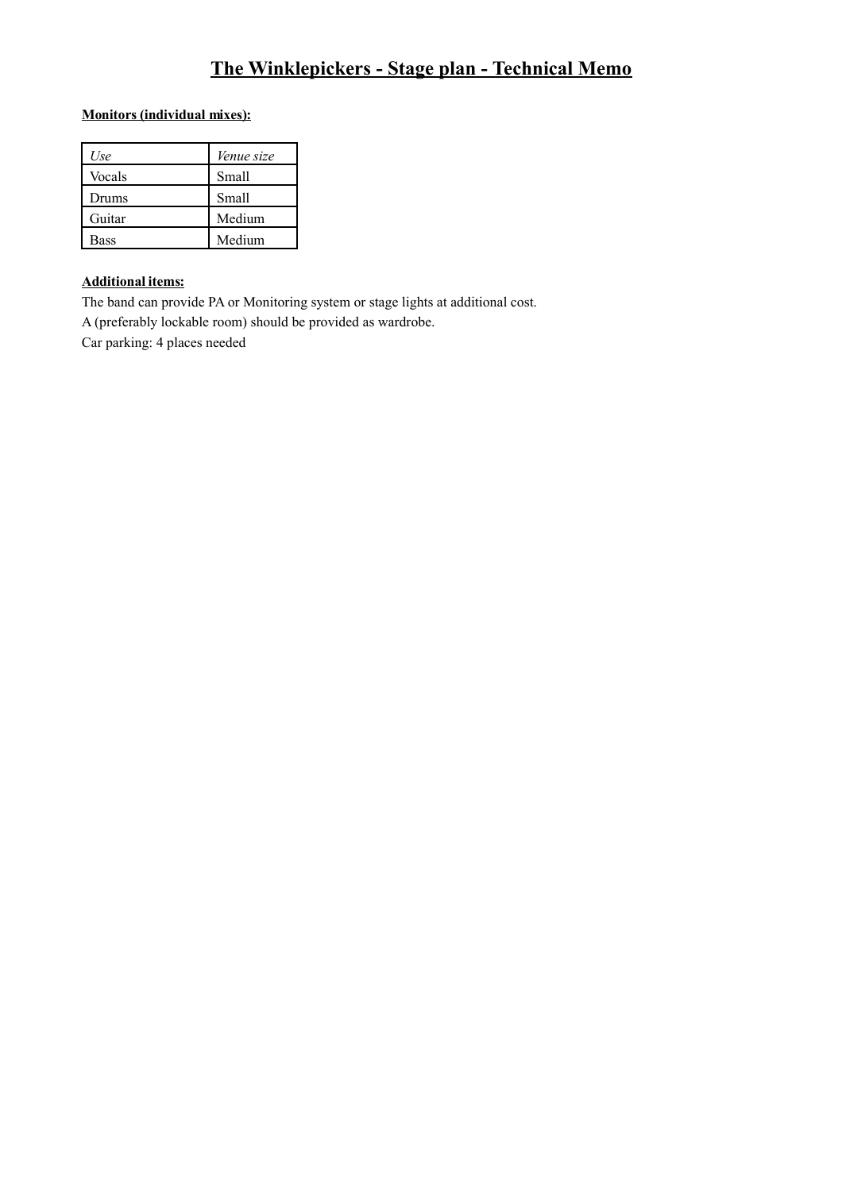# The Winklepickers - Stage plan - Technical Memo

**Monitors (individual mixes):**

| *Use* | *Venue size* |
|---|---|
| Vocals | Small |
| Drums | Small |
| Guitar | Medium |
| Bass | Medium |

**Additional items:**

The band can provide PA or Monitoring system or stage lights at additional cost.

A (preferably lockable room) should be provided as wardrobe.

Car parking: 4 places needed